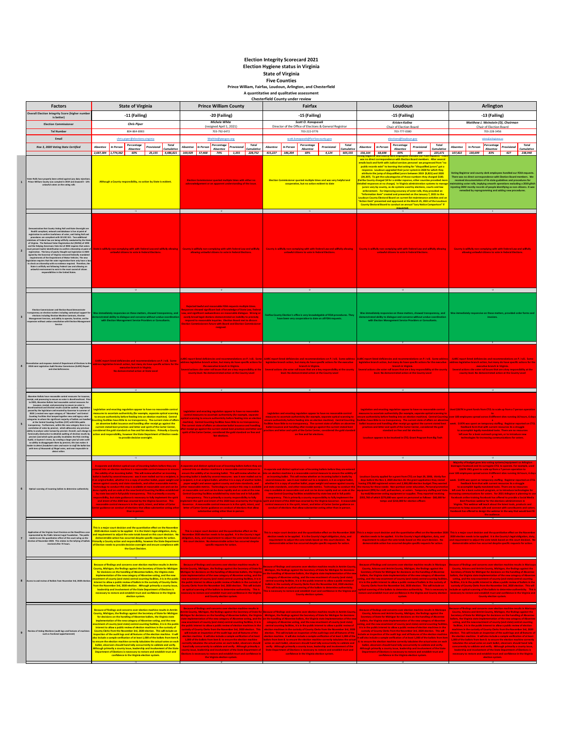# Election Integrity Scorecard 2021

## Election Hygiene status in Virginia

### State of Virginia

### Five Counties

**Prince William, Fairfax, Loudoun, Arlington, and Chesterfield**

*A quantitative and qualitative assessment*

*Chesterfield County under review*

| Factors | State of Virginia | Prince William County | Fairfax | Loudoun | Arlington |
|---|---|---|---|---|---|
| Overall Election Integrity Score (higher number is better) | -11 (Failing) | -20 (Failing) | -15 (Failing) | -15 (Failing) | -13 (Failing) |
| Election Commissioner | Chris Piper | Michele White (resigned April 1, 2021) | Scott O. Konopasek, Director of the Office of Elections & General Registrar | Kristen Kalina, Chair of Election Board | Matthew J. Weinstein (D), Chairman, Chair of Election Board |
| Tel Number | 804-864-8903 | 703-792-6472 | 703-222-0776 | 703-777-0380 | 703-228-3456 |
| Email | chris.piper@elections.virginia | Mwhite@pwcgov.org | scott.konopasek@fairfaxcounty.gov | elections@loudoun.gov | vote@arlingtonva.us |

**Nov 3, 2020 Vote Total Certified**

| | Absentee | In Person | Percentage Absentee | Provisional | Total Cumulative |
|---|---|---|---|---|---|
| State of Virginia | 2,687,304 | 1,774,362 | 60% | 25,155 | 4,486,821 |
| Prince William County | 169,929 | 57,468 | 74% | 1,355 | 228,752 |
| Fairfax | 415,227 | 186,204 | 69% | 4,124 | 605,555 |
| Loudoun | 156,164 | 68,698 | 69% | 809 | 225,671 |
| Arlington | 107,822 | 130,699 | 83% | 427 | 238,948 |

| # | Factors | State of Virginia | Prince William County | Fairfax | Loudoun | Arlington |
|---|---|---|---|---|---|---|
| 1 | Voter Rolls have properly been vetted against jury duty rejections. Prince William County was sampled in 2019 and showed 8 - 13% unlawful voters on the voting rolls | Although a county responsibility, no action by State is evident. | Election Commissioner queried multiple times with either no acknowledgment or an apparent understanding of the issue. | Election Commissioner queried multiple times and was very helpful and cooperative, but no action evident to date | Voting Registrar and county clerk employees handled our FOIA requests. There was no direct correspondence with Election Board members. After several emails back and forth with Judicial Services personnel we progressed from "no public records exist" to learning that asking for "disqualified jurors" got a response. Loudoun upgraded their juror system in 2020 for which they attribute the jump of disqualified jurors between 2019 (9,821) and 2020 (34,307). To get the subcategories of those numbers they charged $100. (Fairfax County charged $4 for a similar response, other counties provided more detailed responses at no charge). In Virginia administration systems to manage jurors vary by county, so do systems used by elections, courts and law enforcement. For improving accuracy of voter rolls, they provided an "Information Item" created and presented on the January 7, 2021 to the Loudoun County Electoral Board on current list maintenance activities and an "Action Item" presented and approved at the March 25, 2021 of the Loudoun County Electoral Board to conduct an annual "Jury Notice Comparison" if requested. | Voting Registrar and county clerk employees handled our FOIA requests. There was no direct correspondence with Election Board members. We received documentation of Va state guidelines and procedures for maintaining voter rolls, implying smooth operations excluding a 2019 glitch injecting DMV monthly records of people identifying as non-citizens. It was remedied by reprogramming and adding new procedures. |
| | | -1 | -2 | -1 | -1 | 1 |
| 2 | Demonstration that County Voting Roll and State Oversight are Health compliant, network and database is live at point of registration to confirm lawfulness of voter, and Voting Roll and procedures are compliant with 18 USC 611. Two additional violations of Federal law are being willfully conducted by the State of Virginia. The National Voter Registration Act (NVRA) of 1993 and the Helping Americans Vote Act of 2002 requires that voters must present lawful identification to confirm citizenship at point of registration. The levy of poorly thought out legislation in 2020 signed by the Governor of Virginia removed federally mandated requirements of the Department of Motor Vehicles. The new legislation requires that the voter registration form only have a box to check on citizenship with no evidence required. Therefore, the State is willfully not following Federal Law and allowing an unlawful environment to exist in the most secured of citizen responsibilities in the United States. | State is willfully non-complying with Federal Law and willfully allowing unlawful aliens to vote in Federal Elections. | County is willfully non-complying with Federal Law and willfully allowing unlawful aliens to vote in Federal Elections. | County is willfully non-complying with Federal Law and willfully allowing unlawful aliens to vote in Federal Elections. | County is willfully non-complying with Federal Law and willfully allowing unlawful aliens to vote in Federal Elections. | County is willfully non-complying with Federal Law and willfully allowing unlawful aliens to vote in Federal Elections. |
| | | -2 | -2 | -2 | -2 | -2 |
| 3 | Election Commissioner and Election Board demonstrate transparency on election matters including contractual support for elections including Election Machine Contracts, Election Management Services, and ability to operate, function, and be responsive without undue consultation with Election Management Service | Was immediately responsive on these matters, showed transparency, and demonstrated ability to dialogue and converse without undue coordination with Election Management Service Providers or Consultants. | Rejected lawful and reasonable FOIA requests multiple times. Responses showed significant lack of knowledge of the issue, Federal Law, and significant unhappiness on reasonable dialog. Election Board met to discuss; Election Commissioner resigned. | Fairfax County Election's office is very knowledgeable of FOIA procedures. They have been very cooperative to date on all FOIA requests. | Was immediately responsive on these matters, showed transparency, and demonstrated ability to dialogue and converse without undue coordination with Election Management Service Providers or Consultants. | Was immediately responsive on these matters, provided order forms and invoices. |
| | | 2 | -2 | 2 | 2 | 2 |
| 4 | Remediation and response stated of Department of Elections to the 2018 JLARC (Joint Legislative Audit Review Commission) Report and cited deficiencies | JLARC report listed deficiencies and recommendations on P. i-vii. Some address legislative branch action, but many do have specific actions for the executive branch in Virginia. No remains noted at this to State level. | JLARC report listed deficiencies and recommendations on P. i-viii. Some address legislative branch action, but many do have specific actions for the executive branch in Virginia. Several items cite roll-in issues that are a key responsibility of the county level. No demonstrated action at the County Level | JLARC report listed deficiencies and recommendations on P. i-viii. Some address legislative branch action, but many do have specific actions for the executive branch in Virginia. Several items cite roll-in issues that are a key responsibility of the county level. No demonstrated action at the County Level | JLARC report listed deficiencies and recommendations on P. i-viii. Some address legislative branch action, but many do have specific actions for the executive branch in Virginia. Several items cite roll-in issues that are a key responsibility of the county level. No demonstrated action at the County Level | JLARC report listed deficiencies and recommendations on P. i-viii. Some address legislative branch action, but many do have specific actions for the executive branch in Virginia. Several items cite roll-in issues that are a key responsibility of the county level. No demonstrated action at the County Level |
| | | -2 | -2 | -2 | -2 | -2 |
| 5 | Absentee Ballots have reasonable control measures for issuance, receipt, and processing to ensure no voter is disenfranchised. Prior to 2020, Absentee Ballots had reasonable control measures for issuance, receipt, and processing to ensure no voter is disenfranchised and election results could be audited. Legislation passed by the legislature and enacted by Governor in summer of 2020 created new super category of "Absentee" and Central Counting Facilities that lumped together new and legacy voter categories to where the significant majority of ballots are handled at the Central Counting Facilities (CCF) with little public transparency. Furthermore, within this new category there is no correlation of votes by precinct, which obfuscates any previous ability to analyze voter turnout by precinct. Overall, such change is forensically destructive to detailed auditing of election results by precinct (and which quite possibly invalidates the Risk Limiting Audit). In layman's terms, by creating a larger pool of votes with no ability to disaggregate them by precinct, this law makes it harder to detect fraudulent votes and easier to stuff the ballot box with tens of thousands of illegal votes, and near impossible to detect either. | Legislation and enacting regulation appear to have no reasonable control measures to ascertain authenticity (for example, separate optical scanning to ensure authenticity before feeding into an election machine). Central Counting Facilities have little to no transparency. The current state of affairs on absentee ballot issuance and handling after receipt go against the current stated best practices and letter and spirit of the Carter Center, considered the gold standard on free and fair elections. Primarily a County action and responsibility, however the State Department of Election needs to provide decisive oversight. | Legislation and enacting regulation appear to have no reasonable control measures to ascertain authenticity (for example, separate optical scanning to ensure authenticity before feeding into an election machine). Central Counting Facilities have little to no transparency. The current state of affairs on absentee ballot issuance and handling after receipt go against the current stated best practices and letter and spirit of the Carter Center, considered the gold standard on free and fair elections. | Legislation and enacting regulation appear to have no reasonable control measures to ascertain authenticity (for example, separate optical scanning to ensure authenticity before feeding into an election machine). Central Counting Facilities have little to no transparency. The current state of affairs on absentee ballot issuance and handling after receipt go against the current stated best practices and letter and spirit of the Carter Center, considered the gold standard on free and fair elections. | Legislation and enacting regulation appear to have no reasonable control measures to ascertain authenticity (for example, separate optical scanning to ensure authenticity before feeding into an election machine). Central Counting Facilities have little to no transparency. The current state of affairs on absentee ballot issuance and handling after receipt go against the current stated best practices and letter and spirit of the Carter Center, considered the gold standard on free and fair elections. Loudoun appears to be involved in CTCL Grant Program from Big Tech. | Used $267K in grant funds from CTCL to scale up from 2 power operable to over 150 employees trained across 8 different sites running 16 hours, 5 days a week. |
| | | -1 | -2 | -1 | -2 | -2 |
| 6 | Optical scanning of incoming ballots to determine authenticity | A separate and distinct optical scan of incoming ballots before they are entered into an election machine is a reasonable control measure to ensure the validity of an incoming ballot. | A separate and distinct optical scan of incoming ballots before they are entered into an election machine is a reasonable control measure to ensure the validity of an incoming ballot. | A separate and distinct optical scan of incoming ballots before they are entered into an election machine is a reasonable control measure to ensure the validity of an incoming ballot. | Loudoun County applied for a grant from CTCL on Sept 29, 2020. | Majority of budget goes to voting systems/equipment as Arlington leverages funds from CTCL. |
| | | -2 | -2 | -2 | -2 | -2 |
| 7 | Application of the Virginia Court Decision on the Reed/Ross case represented by the Public Interest Legal Foundation. The public needs to see the quantitative effect of this court ruling on the election of November 2020. This relates to the tallying of ballots received after 72 hours. | This is a major court decision and the quantitative effect on the November 2020 election needs to be applied. It is the State's legal obligation, duty, and requirement to adjust the vote totals based on this court decision. No demonstrable action has occurred despite specific requests for action. Primarily a County action and responsibility, however the State Department of Election needs to provide decisive oversight and ensure compliance with the Court Decision. | This is a major court decision and the quantitative effect on the November 2020 election needs to be applied. It is the County's legal obligation, duty, and requirement to adjust the vote totals based on this court decision. No demonstrable action has occurred despite specific requests for action. | This is a major court decision and the quantitative effect on the November 2020 election needs to be applied. It is the County's legal obligation, duty, and requirement to adjust the vote totals based on this court decision. No demonstrable action has occurred despite specific requests for action. | This is a major court decision and the quantitative effect on the November 2020 election needs to be applied. It is the County's legal obligation, duty, and requirement to adjust the vote totals based on this court decision. No demonstrable action has occurred despite specific requests for action. | This is a major court decision and the quantitative effect on the November 2020 election needs to be applied. It is the County's legal obligation, duty, and requirement to adjust the vote totals based on this court decision. No demonstrable action has occurred despite specific requests for action. |
| | | -2 | -2 | -2 | -2 | -2 |
| 8 | Access to and review of Ballots from November 3rd, 2020 election | Because of findings and concerns over election machine results in Antrim County, Michigan, the findings against the Secretary of State for Michigan for decisions on the handling of Absentee ballots, the Virginia state implementation of the new category of Absentee voting, and the new enactment of county (and state) central counting facilities, it is in the public interest to allow a public review of ballots in the custody of County Clerks from the November 3rd, 2020 election. Although primarily a county issue, leadership and involvement of the State Department of Elections is necessary to restore and establish trust and confidence in the Virginia election system. | Because of findings and concerns over election machine results in Antrim County, Michigan, the findings against the Secretary of State for Michigan for decisions on the handling of Absentee ballots, the Virginia state implementation of the new category of Absentee voting, and the new enactment of county (and state) central counting facilities, it is in the public interest to allow a public review of ballots in the custody of County Clerks from the November 3rd, 2020 election. | Because of findings and concerns over election machine results in Antrim County, Michigan, the findings against the Secretary of State for Michigan for decisions on the handling of Absentee ballots, the Virginia state implementation of the new category of Absentee voting, and the new enactment of county (and state) central counting facilities, it is in the public interest to allow a public review of ballots in the custody of County Clerks from the November 3rd, 2020 election. | Because of findings and concerns over election machine results in Maricopa County, Arizona and Antrim County, Michigan, the findings against the Secretary of State for Michigan for decisions on the handling of Absentee ballots, the Virginia state implementation of the new category of Absentee voting, and the new enactment of county (and state) central counting facilities, it is in the public interest to allow a public review of ballots in the custody of County Clerks from the November 3rd, 2020 election. | Because of findings and concerns over election machine results in Maricopa County, Arizona and Antrim County, Michigan, the findings against the Secretary of State for Michigan for decisions on the handling of Absentee ballots, the Virginia state implementation of the new category of Absentee voting, and the new enactment of county (and state) central counting facilities, it is in the public interest to allow a public review of ballots in the custody of County Clerks from the November 3rd, 2020 election. |
| | | -2 | -2 | -2 | -2 | -2 |
| 9 | Review of Voting Machines (audit logs and features of machines such as functional apportionment) | Because of findings and concerns over election machine results in Antrim County, Michigan, the findings against the Secretary of State for Michigan for decisions on the handling of Absentee ballots, the Virginia state implementation of the new category of Absentee voting, and the new enactment of county (and state) central counting facilities, it is in the public interest to allow a public review of election machines in the custody of County Clerks from the November 3rd, 2020 election. This will include an inspection of the audit logs and all features of the election machine. It will also include a sample verification of at least 1,000 of the ballots from item 8, to ensure the election machine correctly tabulates the actual votes on each ballot, observers should hand tally concurrently to validate and verify. Although primarily a county issue, leadership and involvement of the State Department of Elections is necessary to restore and establish trust and confidence in the Virginia election system. | Because of findings and concerns over election machine results in Antrim County, Michigan, it is in the public interest to allow a public review of election machines in the custody of County Clerks from the November 3rd, 2020 election. This will include an inspection of the audit logs and all features of the election machine. It will also include a sample verification of at least 1,000 of the ballots from item 8, to ensure the election machine correctly tabulates the actual votes on each ballot. | Because of findings and concerns over election machine results in Antrim County, Michigan, it is in the public interest to allow a public review of election machines in the custody of County Clerks from the November 3rd, 2020 election. This will include an inspection of the audit logs and all features of the election machine. It will also include a sample verification of at least 1,000 of the ballots from item 8, to ensure the election machine correctly tabulates the actual votes on each ballot. | Because of findings and concerns over election machine results in Maricopa County, Arizona and Antrim County, Michigan, it is in the public interest to allow a public review of election machines in the custody of County Clerks from the November 3rd, 2020 election. This will include an inspection of the audit logs and all features of the election machine. | Because of findings and concerns over election machine results in Maricopa County, Arizona and Antrim County, Michigan, it is in the public interest to allow a public review of election machines in the custody of County Clerks from the November 3rd, 2020 election. This will include an inspection of the audit logs and all features of the election machine. |
| | | -2 | -2 | -2 | -2 | -2 |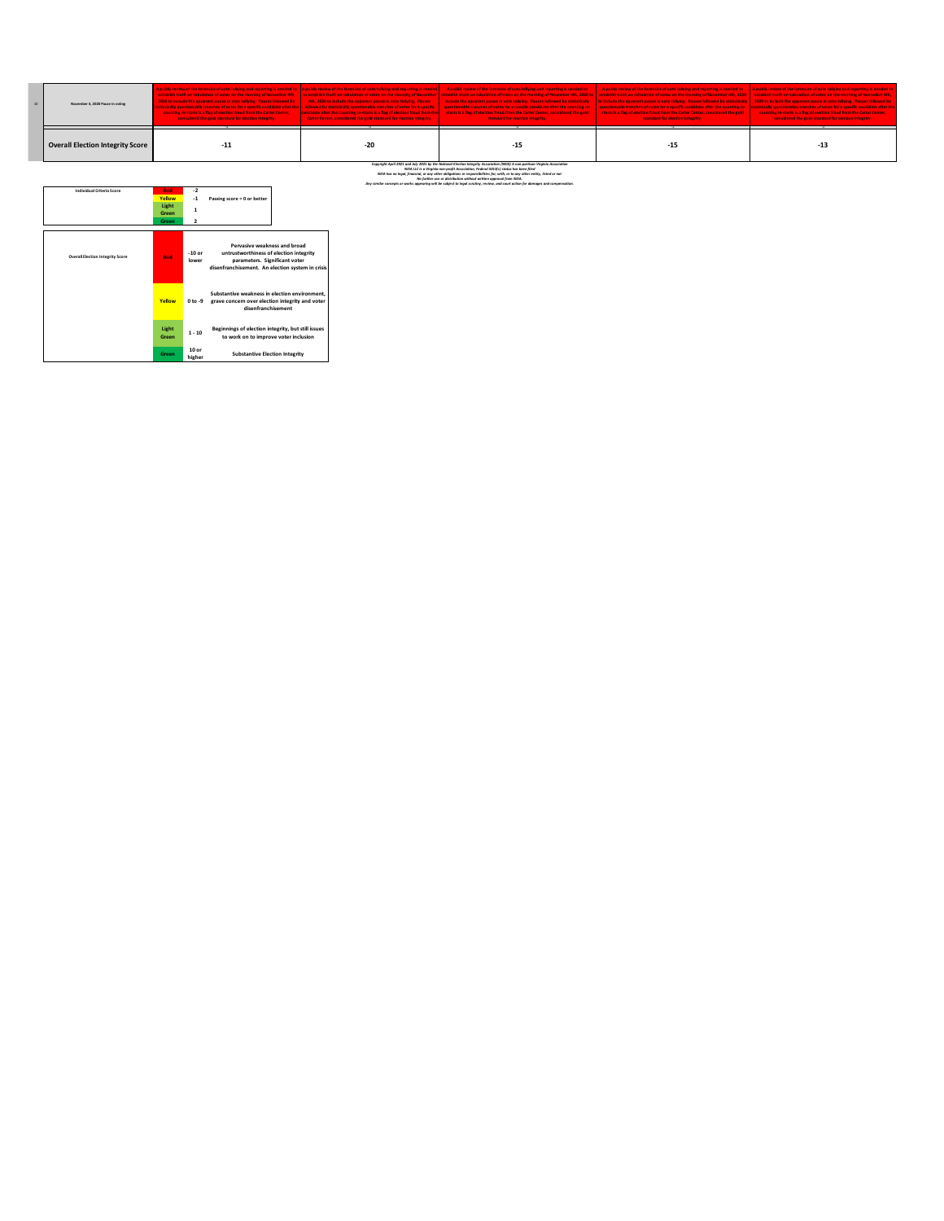| | | | | | | |
|---|---|---|---|---|---|---|
| 22 | November 4, 2020 Pause in voting | A public review of the forensics of vote tallying and reporting is needed to establish truth on tabulation of votes on the morning of November 4th, 2020 to include the apparent pause in vote tallying. Pauses followed by statistically questionable tranches of votes for a specific candidate after the counting restarts is a flag of election fraud from the Carter Center, considered the gold standard for election integrity. | A public review of the forensics of vote tallying and reporting is needed to establish truth on tabulation of votes on the morning of November 4th, 2020 to include the apparent pause in vote tallying. Pauses followed by statistically questionable tranches of votes for a specific candidate after the counting restarts is a flag of election fraud by the Carter Center, considered the gold standard for election integrity. | A public review of the forensics of vote tallying and reporting is needed to establish truth on tabulation of votes on the morning of November 4th, 2020 to include the apparent pause in vote tallying. Pauses followed by statistically questionable tranches of votes for a specific candidate after the counting restarts is a flag of election fraud from the Carter Center, considered the gold standard for election integrity. | A public review of the forensics of vote tallying and reporting is needed to establish truth on tabulation of votes on the morning of November 4th, 2020 to include the apparent pause in vote tallying. Pauses followed by statistically questionable tranches of votes for a specific candidate after the counting restarts is a flag of election fraud from the Carter Center, considered the gold standard for election integrity. | A public review of the forensics of vote tallying and reporting is needed to establish truth on tabulation of votes on the morning of November 4th, 2020 to include the apparent pause in vote tallying. Pauses followed by statistically questionable tranches of votes for a specific candidate after the counting restarts is a flag of election fraud from the Carter Center, considered the gold standard for election integrity. |
| | | -2 | -2 | -2 | -2 | -2 |
| | **Overall Election Integrity Score** | -11 | -20 | -15 | -15 | -13 |

*Copyright April 2021 and July 2021 by the National Election Integrity Association (NEIA) A non-partisan Virginia Association*
*NEIA LLC is a Virginia non-profit Association, Federal 501(c) status has been filed*
*NEIA has no legal, financial, or any other obligations or responsibilities for, with, or to any other entity, listed or not*
*No further use or distribution without written approval from NEIA.*
*Any similar concepts or works appearing will be subject to legal scrutiny, review, and court action for damages and compensation.*

| Individual Criteria Score | | | |
|---|---|---|---|
| | Red | -2 | |
| | Yellow | -1 | Passing score = 0 or better |
| | Light Green | 1 | |
| | Green | 2 | |

| Overall Election Integrity Score | | | |
|---|---|---|---|
| | Red | -10 or lower | Pervasive weakness and broad untrustworthiness of election integrity parameters. Significant voter disenfranchisement. An election system in crisis |
| | Yellow | 0 to -9 | Substantive weakness in election environment, grave concern over election integrity and voter disenfranchisement |
| | Light Green | 1 - 10 | Beginnings of election integrity, but still issues to work on to improve voter inclusion |
| | Green | 10 or higher | Substantive Election Integrity |